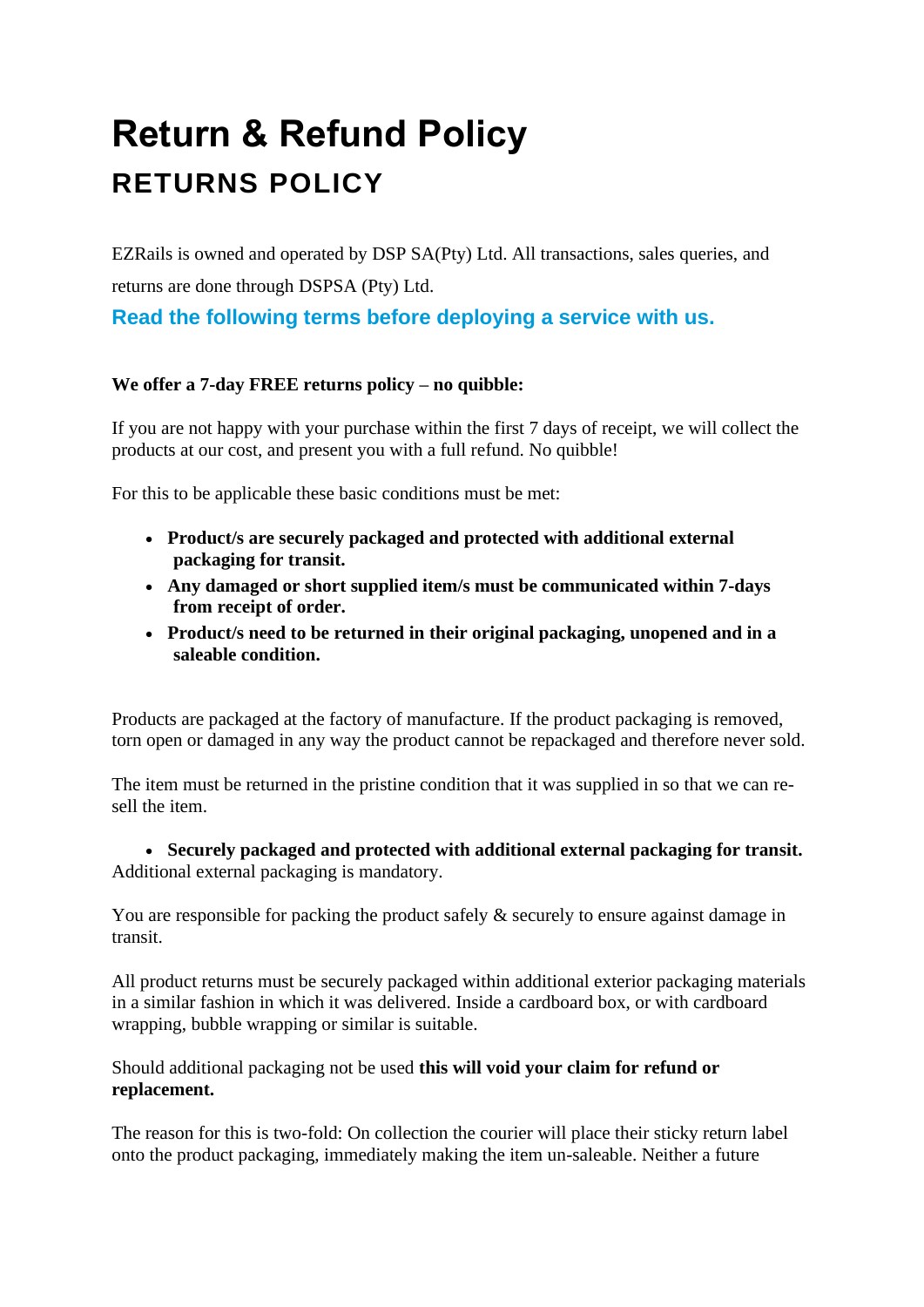# Return & Refund Policy

## RETURNS POLICY

EZRails is owned and operated by DSP SA(Pty) Ltd. All transactions, sales queries, and returns are done through DSPSA (Pty) Ltd.

### Read the following terms before deploying a service with us.

**We offer a 7-day FREE returns policy – no quibble:**

If you are not happy with your purchase within the first 7 days of receipt, we will collect the products at our cost, and present you with a full refund. No quibble!

For this to be applicable these basic conditions must be met:

- **Product/s are securely packaged and protected with additional external packaging for transit.**
- **Any damaged or short supplied item/s must be communicated within 7-days from receipt of order.**
- **Product/s need to be returned in their original packaging, unopened and in a saleable condition.**

Products are packaged at the factory of manufacture. If the product packaging is removed, torn open or damaged in any way the product cannot be repackaged and therefore never sold.

The item must be returned in the pristine condition that it was supplied in so that we can re-sell the item.

- **Securely packaged and protected with additional external packaging for transit.**

Additional external packaging is mandatory.

You are responsible for packing the product safely & securely to ensure against damage in transit.

All product returns must be securely packaged within additional exterior packaging materials in a similar fashion in which it was delivered. Inside a cardboard box, or with cardboard wrapping, bubble wrapping or similar is suitable.

Should additional packaging not be used **this will void your claim for refund or replacement.**

The reason for this is two-fold: On collection the courier will place their sticky return label onto the product packaging, immediately making the item un-saleable. Neither a future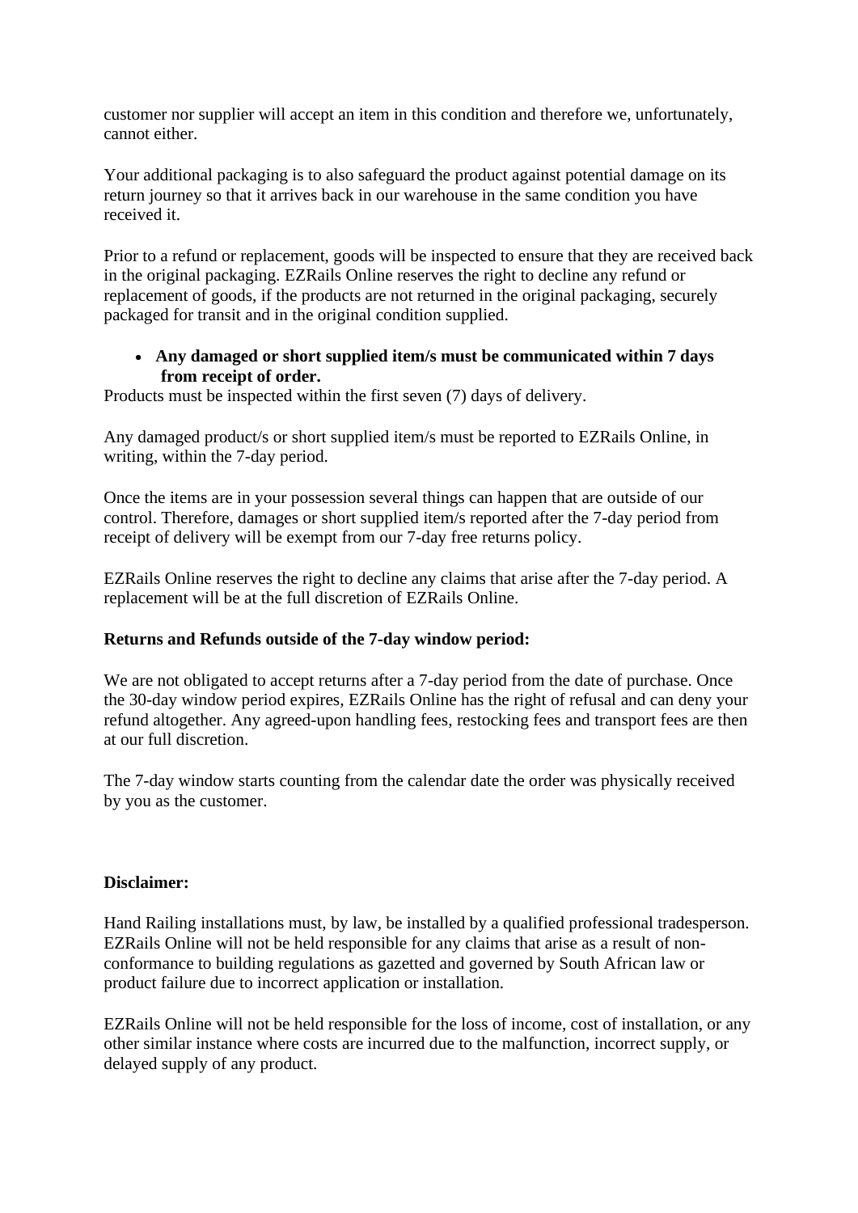customer nor supplier will accept an item in this condition and therefore we, unfortunately, cannot either.

Your additional packaging is to also safeguard the product against potential damage on its return journey so that it arrives back in our warehouse in the same condition you have received it.

Prior to a refund or replacement, goods will be inspected to ensure that they are received back in the original packaging. EZRails Online reserves the right to decline any refund or replacement of goods, if the products are not returned in the original packaging, securely packaged for transit and in the original condition supplied.

- **Any damaged or short supplied item/s must be communicated within 7 days from receipt of order.**

Products must be inspected within the first seven (7) days of delivery.

Any damaged product/s or short supplied item/s must be reported to EZRails Online, in writing, within the 7-day period.

Once the items are in your possession several things can happen that are outside of our control. Therefore, damages or short supplied item/s reported after the 7-day period from receipt of delivery will be exempt from our 7-day free returns policy.

EZRails Online reserves the right to decline any claims that arise after the 7-day period. A replacement will be at the full discretion of EZRails Online.

**Returns and Refunds outside of the 7-day window period:**

We are not obligated to accept returns after a 7-day period from the date of purchase. Once the 30-day window period expires, EZRails Online has the right of refusal and can deny your refund altogether. Any agreed-upon handling fees, restocking fees and transport fees are then at our full discretion.

The 7-day window starts counting from the calendar date the order was physically received by you as the customer.

**Disclaimer:**

Hand Railing installations must, by law, be installed by a qualified professional tradesperson. EZRails Online will not be held responsible for any claims that arise as a result of non-conformance to building regulations as gazetted and governed by South African law or product failure due to incorrect application or installation.

EZRails Online will not be held responsible for the loss of income, cost of installation, or any other similar instance where costs are incurred due to the malfunction, incorrect supply, or delayed supply of any product.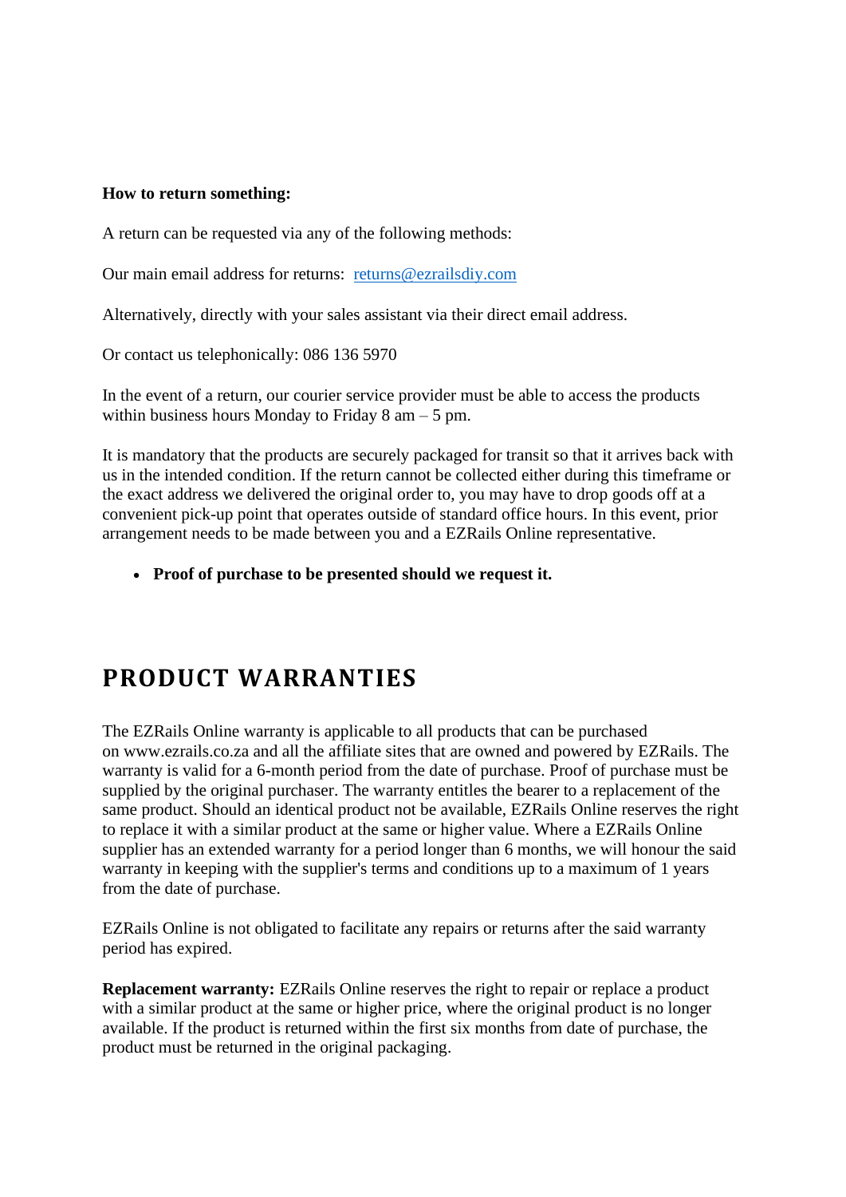**How to return something:**

A return can be requested via any of the following methods:

Our main email address for returns: [returns@ezrailsdiy.com](mailto:returns@ezrailsdiy.com)

Alternatively, directly with your sales assistant via their direct email address.

Or contact us telephonically: 086 136 5970

In the event of a return, our courier service provider must be able to access the products within business hours Monday to Friday 8 am – 5 pm.

It is mandatory that the products are securely packaged for transit so that it arrives back with us in the intended condition. If the return cannot be collected either during this timeframe or the exact address we delivered the original order to, you may have to drop goods off at a convenient pick-up point that operates outside of standard office hours. In this event, prior arrangement needs to be made between you and a EZRails Online representative.

- **Proof of purchase to be presented should we request it.**

# PRODUCT WARRANTIES

The EZRails Online warranty is applicable to all products that can be purchased on www.ezrails.co.za and all the affiliate sites that are owned and powered by EZRails. The warranty is valid for a 6-month period from the date of purchase. Proof of purchase must be supplied by the original purchaser. The warranty entitles the bearer to a replacement of the same product. Should an identical product not be available, EZRails Online reserves the right to replace it with a similar product at the same or higher value. Where a EZRails Online supplier has an extended warranty for a period longer than 6 months, we will honour the said warranty in keeping with the supplier's terms and conditions up to a maximum of 1 years from the date of purchase.

EZRails Online is not obligated to facilitate any repairs or returns after the said warranty period has expired.

**Replacement warranty:** EZRails Online reserves the right to repair or replace a product with a similar product at the same or higher price, where the original product is no longer available. If the product is returned within the first six months from date of purchase, the product must be returned in the original packaging.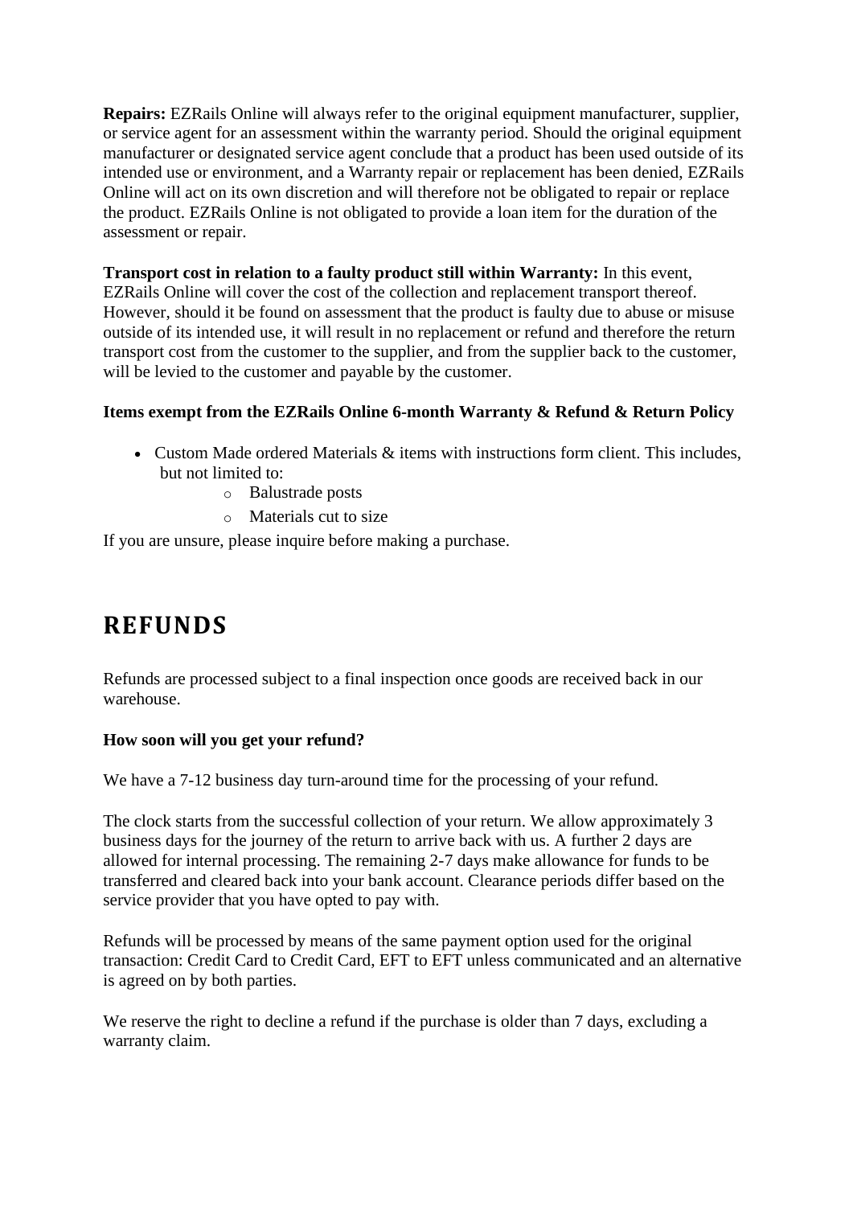**Repairs:** EZRails Online will always refer to the original equipment manufacturer, supplier, or service agent for an assessment within the warranty period. Should the original equipment manufacturer or designated service agent conclude that a product has been used outside of its intended use or environment, and a Warranty repair or replacement has been denied, EZRails Online will act on its own discretion and will therefore not be obligated to repair or replace the product. EZRails Online is not obligated to provide a loan item for the duration of the assessment or repair.

**Transport cost in relation to a faulty product still within Warranty:** In this event, EZRails Online will cover the cost of the collection and replacement transport thereof. However, should it be found on assessment that the product is faulty due to abuse or misuse outside of its intended use, it will result in no replacement or refund and therefore the return transport cost from the customer to the supplier, and from the supplier back to the customer, will be levied to the customer and payable by the customer.

**Items exempt from the EZRails Online 6-month Warranty & Refund & Return Policy**

- Custom Made ordered Materials & items with instructions form client. This includes, but not limited to:
  - Balustrade posts
  - Materials cut to size

If you are unsure, please inquire before making a purchase.

# REFUNDS

Refunds are processed subject to a final inspection once goods are received back in our warehouse.

**How soon will you get your refund?**

We have a 7-12 business day turn-around time for the processing of your refund.

The clock starts from the successful collection of your return. We allow approximately 3 business days for the journey of the return to arrive back with us. A further 2 days are allowed for internal processing. The remaining 2-7 days make allowance for funds to be transferred and cleared back into your bank account. Clearance periods differ based on the service provider that you have opted to pay with.

Refunds will be processed by means of the same payment option used for the original transaction: Credit Card to Credit Card, EFT to EFT unless communicated and an alternative is agreed on by both parties.

We reserve the right to decline a refund if the purchase is older than 7 days, excluding a warranty claim.